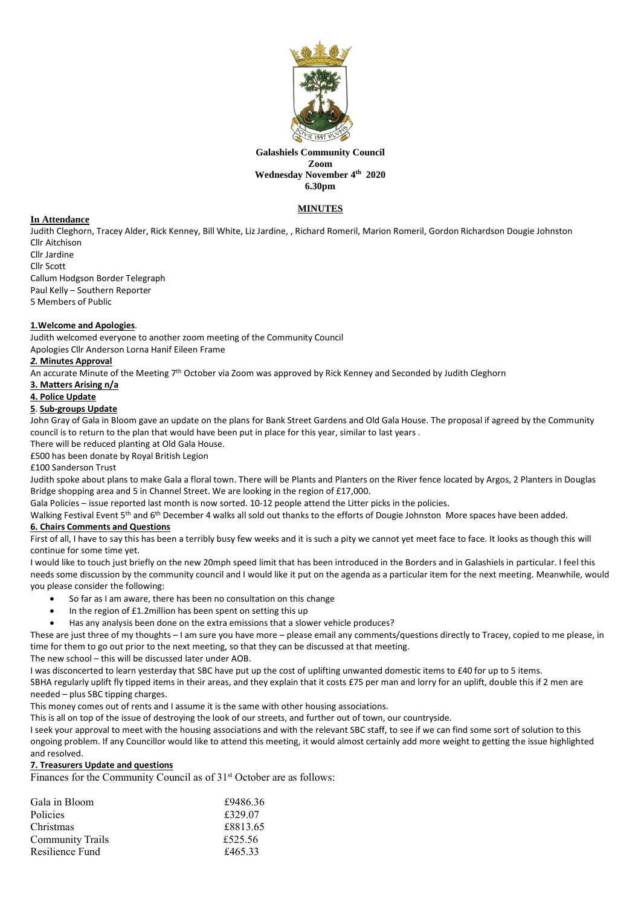**Galashiels Community Council**
**Zoom**
**Wednesday November 4th 2020**
**6.30pm**

**MINUTES**

**In Attendance**

Judith Cleghorn, Tracey Alder, Rick Kenney, Bill White, Liz Jardine, , Richard Romeril, Marion Romeril, Gordon Richardson Dougie Johnston
Cllr Aitchison
Cllr Jardine
Cllr Scott
Callum Hodgson Border Telegraph
Paul Kelly – Southern Reporter
5 Members of Public

**1.Welcome and Apologies**.

Judith welcomed everyone to another zoom meeting of the Community Council
Apologies Cllr Anderson Lorna Hanif Eileen Frame

***2.* Minutes Approval**

An accurate Minute of the Meeting 7th October via Zoom was approved by Rick Kenney and Seconded by Judith Cleghorn

**3. Matters Arising n/a**

**4. Police Update**

**5**. **Sub-groups Update**

John Gray of Gala in Bloom gave an update on the plans for Bank Street Gardens and Old Gala House. The proposal if agreed by the Community council is to return to the plan that would have been put in place for this year, similar to last years .

There will be reduced planting at Old Gala House.

£500 has been donate by Royal British Legion

£100 Sanderson Trust

Judith spoke about plans to make Gala a floral town. There will be Plants and Planters on the River fence located by Argos, 2 Planters in Douglas Bridge shopping area and 5 in Channel Street. We are looking in the region of £17,000.

Gala Policies – issue reported last month is now sorted. 10-12 people attend the Litter picks in the policies.

Walking Festival Event 5th and 6th December 4 walks all sold out thanks to the efforts of Dougie Johnston More spaces have been added.

**6. Chairs Comments and Questions**

First of all, I have to say this has been a terribly busy few weeks and it is such a pity we cannot yet meet face to face. It looks as though this will continue for some time yet.

I would like to touch just briefly on the new 20mph speed limit that has been introduced in the Borders and in Galashiels in particular. I feel this needs some discussion by the community council and I would like it put on the agenda as a particular item for the next meeting. Meanwhile, would you please consider the following:

- So far as I am aware, there has been no consultation on this change
- In the region of £1.2million has been spent on setting this up
- Has any analysis been done on the extra emissions that a slower vehicle produces?

These are just three of my thoughts – I am sure you have more – please email any comments/questions directly to Tracey, copied to me please, in time for them to go out prior to the next meeting, so that they can be discussed at that meeting.

The new school – this will be discussed later under AOB.

I was disconcerted to learn yesterday that SBC have put up the cost of uplifting unwanted domestic items to £40 for up to 5 items.

SBHA regularly uplift fly tipped items in their areas, and they explain that it costs £75 per man and lorry for an uplift, double this if 2 men are needed – plus SBC tipping charges.

This money comes out of rents and I assume it is the same with other housing associations.

This is all on top of the issue of destroying the look of our streets, and further out of town, our countryside.

I seek your approval to meet with the housing associations and with the relevant SBC staff, to see if we can find some sort of solution to this ongoing problem. If any Councillor would like to attend this meeting, it would almost certainly add more weight to getting the issue highlighted and resolved.

**7. Treasurers Update and questions**

Finances for the Community Council as of 31st October are as follows:

| | |
|---|---|
| Gala in Bloom | £9486.36 |
| Policies | £329.07 |
| Christmas | £8813.65 |
| Community Trails | £525.56 |
| Resilience Fund | £465.33 |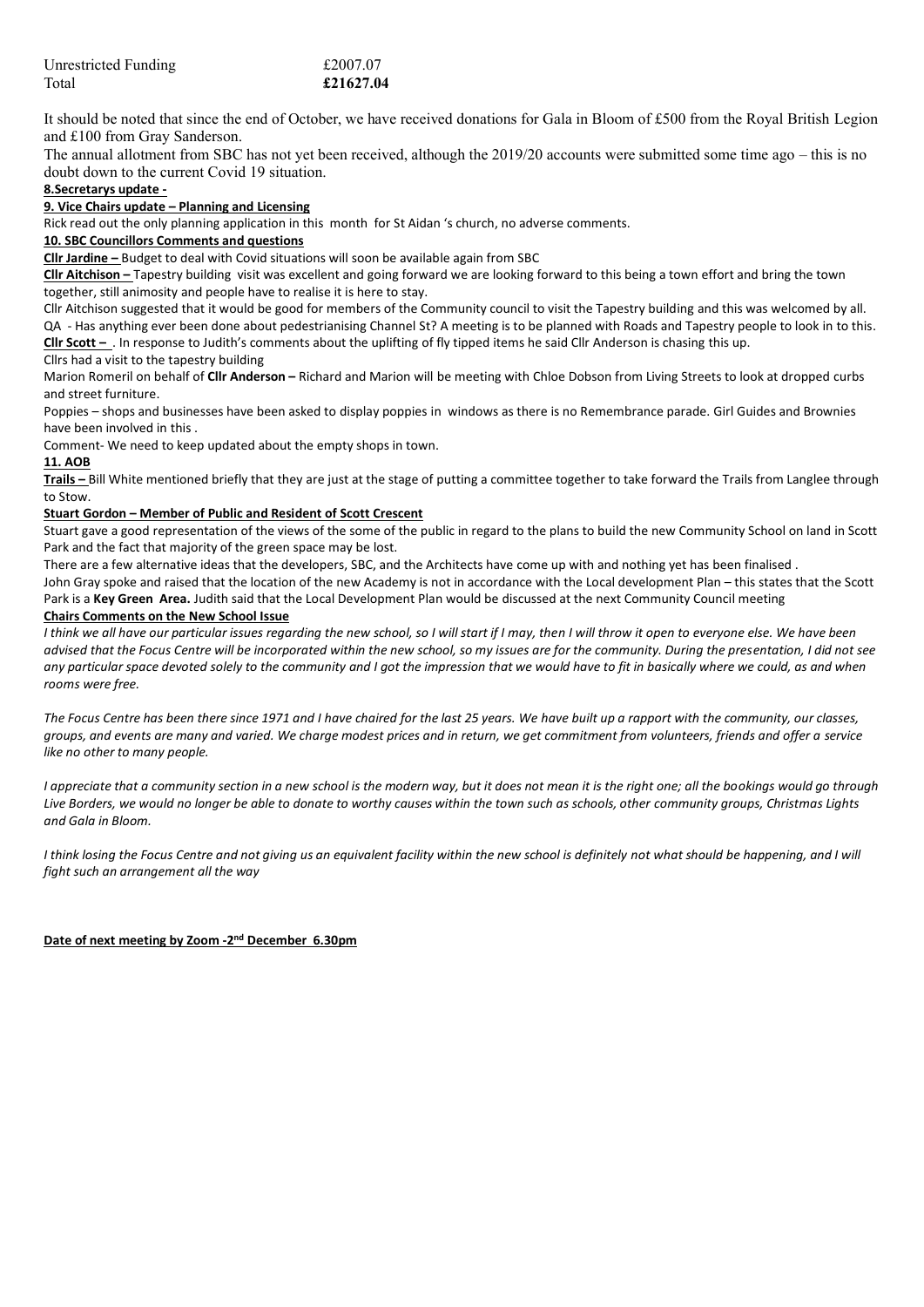| | |
|---|---|
| Unrestricted Funding | £2007.07 |
| Total | **£21627.04** |

It should be noted that since the end of October, we have received donations for Gala in Bloom of £500 from the Royal British Legion and £100 from Gray Sanderson.

The annual allotment from SBC has not yet been received, although the 2019/20 accounts were submitted some time ago – this is no doubt down to the current Covid 19 situation.

**8.Secretarys update -**

**9. Vice Chairs update – Planning and Licensing**

Rick read out the only planning application in this month for St Aidan 's church, no adverse comments.

**10. SBC Councillors Comments and questions**

**Cllr Jardine –** Budget to deal with Covid situations will soon be available again from SBC

**Cllr Aitchison –** Tapestry building visit was excellent and going forward we are looking forward to this being a town effort and bring the town together, still animosity and people have to realise it is here to stay.

Cllr Aitchison suggested that it would be good for members of the Community council to visit the Tapestry building and this was welcomed by all.

QA - Has anything ever been done about pedestrianising Channel St? A meeting is to be planned with Roads and Tapestry people to look in to this.

**Cllr Scott –** . In response to Judith's comments about the uplifting of fly tipped items he said Cllr Anderson is chasing this up.

Cllrs had a visit to the tapestry building

Marion Romeril on behalf of **Cllr Anderson –** Richard and Marion will be meeting with Chloe Dobson from Living Streets to look at dropped curbs and street furniture.

Poppies – shops and businesses have been asked to display poppies in windows as there is no Remembrance parade. Girl Guides and Brownies have been involved in this .

Comment- We need to keep updated about the empty shops in town.

**11. AOB**

**Trails –** Bill White mentioned briefly that they are just at the stage of putting a committee together to take forward the Trails from Langlee through to Stow.

**Stuart Gordon – Member of Public and Resident of Scott Crescent**

Stuart gave a good representation of the views of the some of the public in regard to the plans to build the new Community School on land in Scott Park and the fact that majority of the green space may be lost.

There are a few alternative ideas that the developers, SBC, and the Architects have come up with and nothing yet has been finalised .

John Gray spoke and raised that the location of the new Academy is not in accordance with the Local development Plan – this states that the Scott Park is a **Key Green Area.** Judith said that the Local Development Plan would be discussed at the next Community Council meeting

**Chairs Comments on the New School Issue**

*I think we all have our particular issues regarding the new school, so I will start if I may, then I will throw it open to everyone else. We have been advised that the Focus Centre will be incorporated within the new school, so my issues are for the community. During the presentation, I did not see any particular space devoted solely to the community and I got the impression that we would have to fit in basically where we could, as and when rooms were free.*

*The Focus Centre has been there since 1971 and I have chaired for the last 25 years. We have built up a rapport with the community, our classes, groups, and events are many and varied. We charge modest prices and in return, we get commitment from volunteers, friends and offer a service like no other to many people.*

*I appreciate that a community section in a new school is the modern way, but it does not mean it is the right one; all the bookings would go through Live Borders, we would no longer be able to donate to worthy causes within the town such as schools, other community groups, Christmas Lights and Gala in Bloom.*

*I think losing the Focus Centre and not giving us an equivalent facility within the new school is definitely not what should be happening, and I will fight such an arrangement all the way*

**Date of next meeting by Zoom -2nd December 6.30pm**